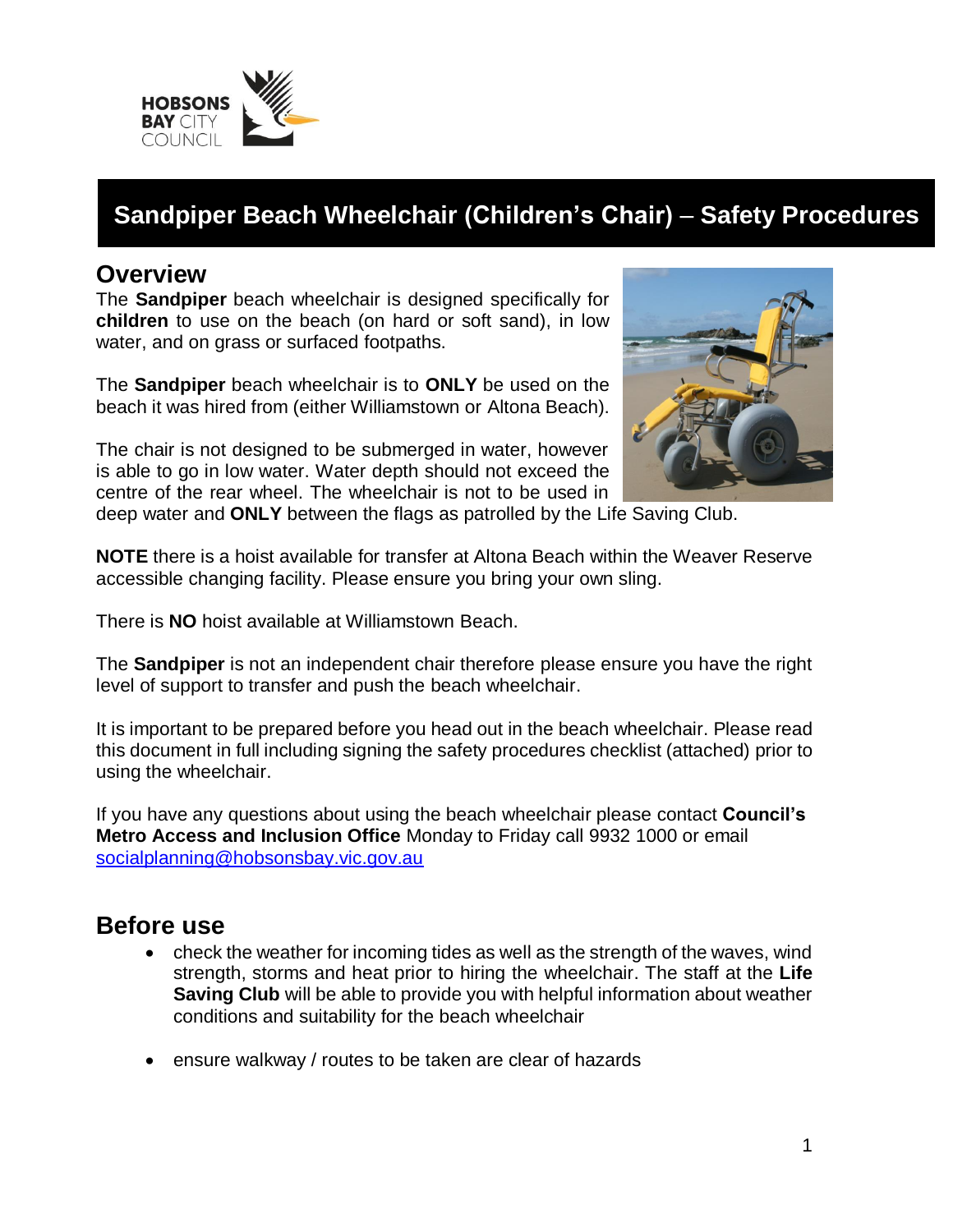# Sandpiper Beach Wheelchair (Children's Chair) – Safety Procedures

## Overview

The **Sandpiper** beach wheelchair is designed specifically for **children** to use on the beach (on hard or soft sand), in low water, and on grass or surfaced footpaths.

The **Sandpiper** beach wheelchair is to **ONLY** be used on the beach it was hired from (either Williamstown or Altona Beach).

The chair is not designed to be submerged in water, however is able to go in low water. Water depth should not exceed the centre of the rear wheel. The wheelchair is not to be used in deep water and **ONLY** between the flags as patrolled by the Life Saving Club.

**NOTE** there is a hoist available for transfer at Altona Beach within the Weaver Reserve accessible changing facility. Please ensure you bring your own sling.

There is **NO** hoist available at Williamstown Beach.

The **Sandpiper** is not an independent chair therefore please ensure you have the right level of support to transfer and push the beach wheelchair.

It is important to be prepared before you head out in the beach wheelchair. Please read this document in full including signing the safety procedures checklist (attached) prior to using the wheelchair.

If you have any questions about using the beach wheelchair please contact **Council's Metro Access and Inclusion Office** Monday to Friday call 9932 1000 or email socialplanning@hobsonsbay.vic.gov.au

## Before use

- check the weather for incoming tides as well as the strength of the waves, wind strength, storms and heat prior to hiring the wheelchair. The staff at the **Life Saving Club** will be able to provide you with helpful information about weather conditions and suitability for the beach wheelchair
- ensure walkway / routes to be taken are clear of hazards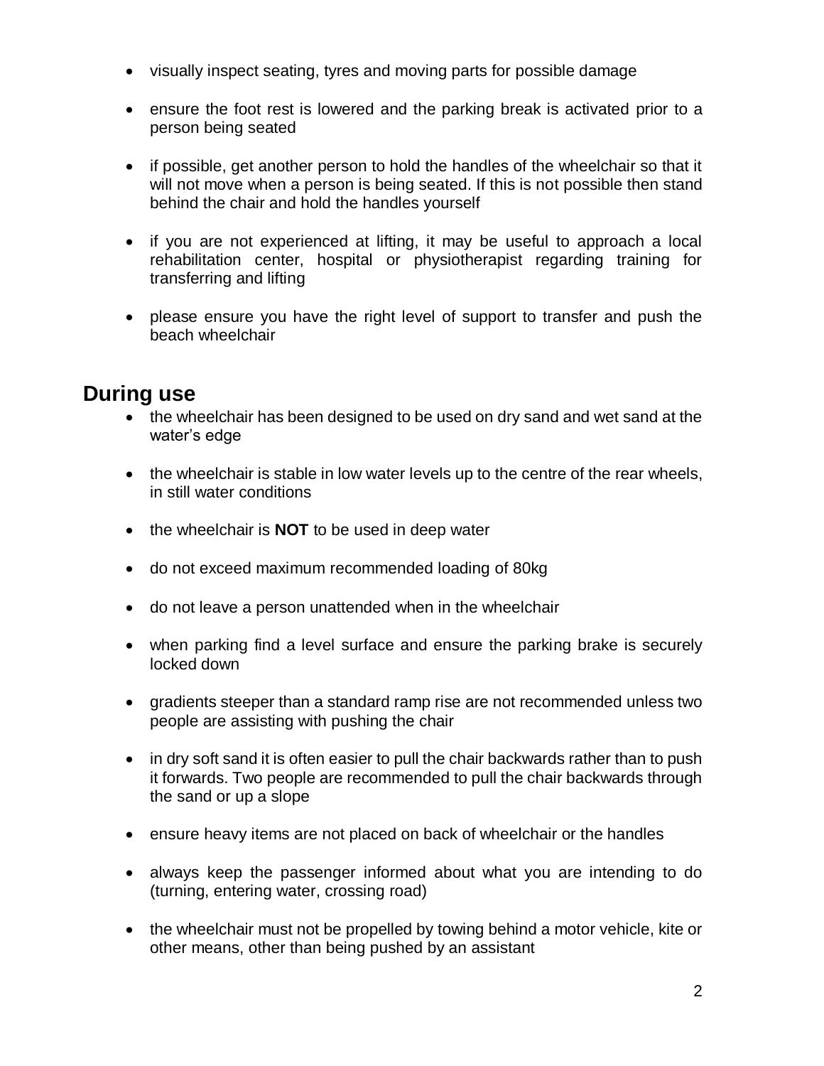- visually inspect seating, tyres and moving parts for possible damage
- ensure the foot rest is lowered and the parking break is activated prior to a person being seated
- if possible, get another person to hold the handles of the wheelchair so that it will not move when a person is being seated. If this is not possible then stand behind the chair and hold the handles yourself
- if you are not experienced at lifting, it may be useful to approach a local rehabilitation center, hospital or physiotherapist regarding training for transferring and lifting
- please ensure you have the right level of support to transfer and push the beach wheelchair

## During use

- the wheelchair has been designed to be used on dry sand and wet sand at the water's edge
- the wheelchair is stable in low water levels up to the centre of the rear wheels, in still water conditions
- the wheelchair is **NOT** to be used in deep water
- do not exceed maximum recommended loading of 80kg
- do not leave a person unattended when in the wheelchair
- when parking find a level surface and ensure the parking brake is securely locked down
- gradients steeper than a standard ramp rise are not recommended unless two people are assisting with pushing the chair
- in dry soft sand it is often easier to pull the chair backwards rather than to push it forwards. Two people are recommended to pull the chair backwards through the sand or up a slope
- ensure heavy items are not placed on back of wheelchair or the handles
- always keep the passenger informed about what you are intending to do (turning, entering water, crossing road)
- the wheelchair must not be propelled by towing behind a motor vehicle, kite or other means, other than being pushed by an assistant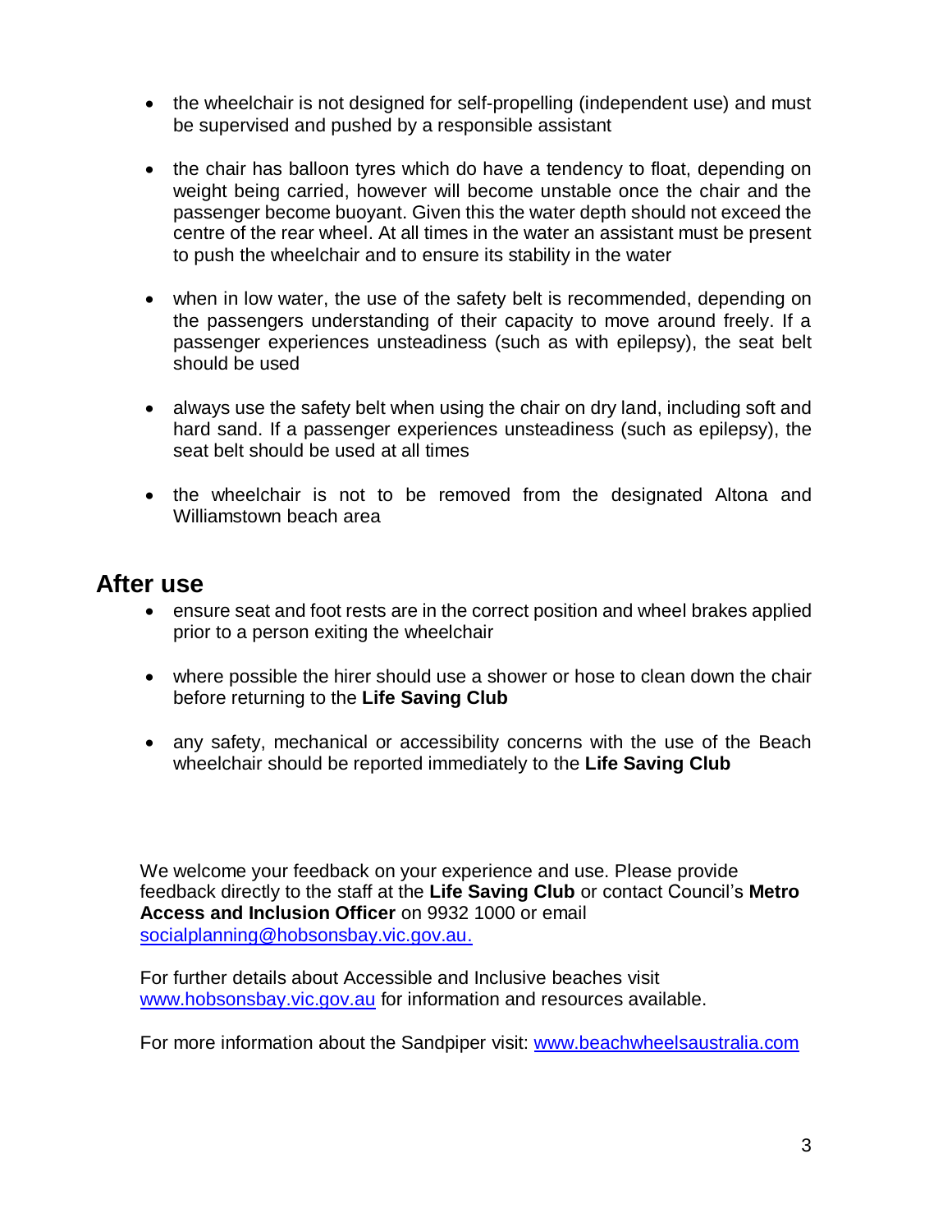- the wheelchair is not designed for self-propelling (independent use) and must be supervised and pushed by a responsible assistant

- the chair has balloon tyres which do have a tendency to float, depending on weight being carried, however will become unstable once the chair and the passenger become buoyant. Given this the water depth should not exceed the centre of the rear wheel. At all times in the water an assistant must be present to push the wheelchair and to ensure its stability in the water

- when in low water, the use of the safety belt is recommended, depending on the passengers understanding of their capacity to move around freely. If a passenger experiences unsteadiness (such as with epilepsy), the seat belt should be used

- always use the safety belt when using the chair on dry land, including soft and hard sand. If a passenger experiences unsteadiness (such as epilepsy), the seat belt should be used at all times

- the wheelchair is not to be removed from the designated Altona and Williamstown beach area

## After use

- ensure seat and foot rests are in the correct position and wheel brakes applied prior to a person exiting the wheelchair

- where possible the hirer should use a shower or hose to clean down the chair before returning to the **Life Saving Club**

- any safety, mechanical or accessibility concerns with the use of the Beach wheelchair should be reported immediately to the **Life Saving Club**

We welcome your feedback on your experience and use. Please provide feedback directly to the staff at the **Life Saving Club** or contact Council's **Metro Access and Inclusion Officer** on 9932 1000 or email [socialplanning@hobsonsbay.vic.gov.au.](mailto:socialplanning@hobsonsbay.vic.gov.au)

For further details about Accessible and Inclusive beaches visit [www.hobsonsbay.vic.gov.au](http://www.hobsonsbay.vic.gov.au) for information and resources available.

For more information about the Sandpiper visit: [www.beachwheelsaustralia.com](http://www.beachwheelsaustralia.com)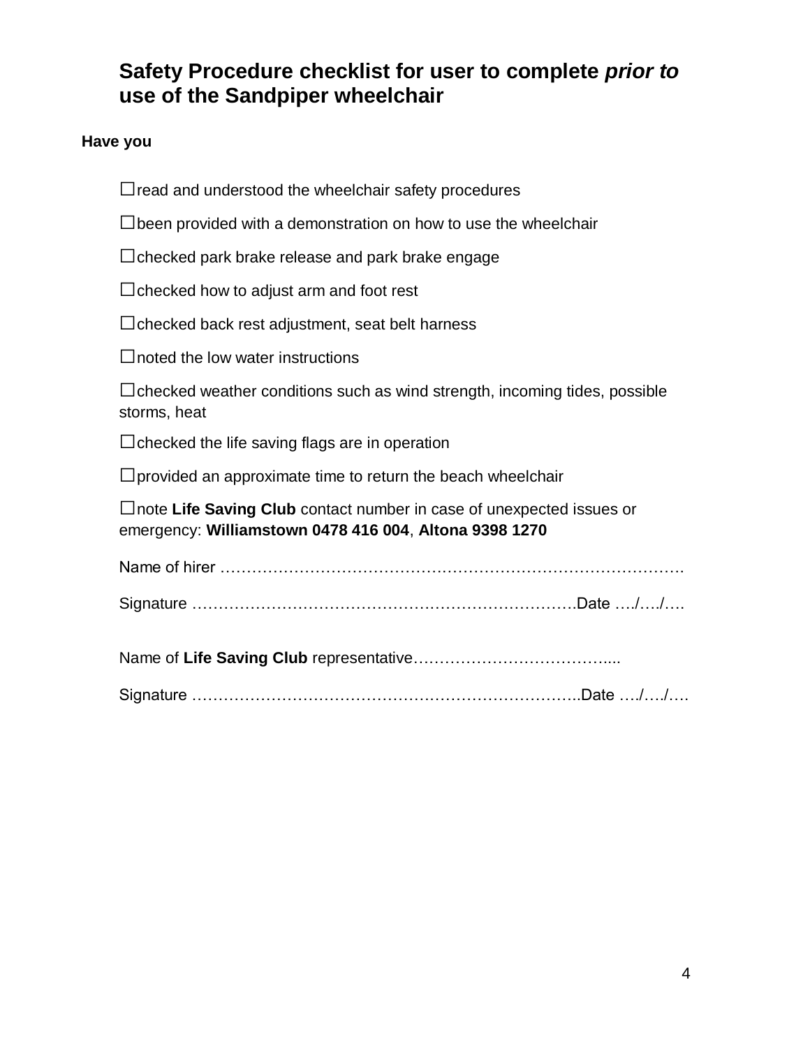# Safety Procedure checklist for user to complete *prior to* use of the Sandpiper wheelchair

**Have you**

☐read and understood the wheelchair safety procedures

☐been provided with a demonstration on how to use the wheelchair

☐checked park brake release and park brake engage

☐checked how to adjust arm and foot rest

☐checked back rest adjustment, seat belt harness

☐noted the low water instructions

☐checked weather conditions such as wind strength, incoming tides, possible storms, heat

☐checked the life saving flags are in operation

☐provided an approximate time to return the beach wheelchair

☐note **Life Saving Club** contact number in case of unexpected issues or emergency: **Williamstown 0478 416 004**, **Altona 9398 1270**

Name of hirer ……………………………………………………………………………

Signature ……………………………………………………………….Date …./…./….

Name of **Life Saving Club** representative………………………………....

Signature ………………………………………………………………..Date …./…./….